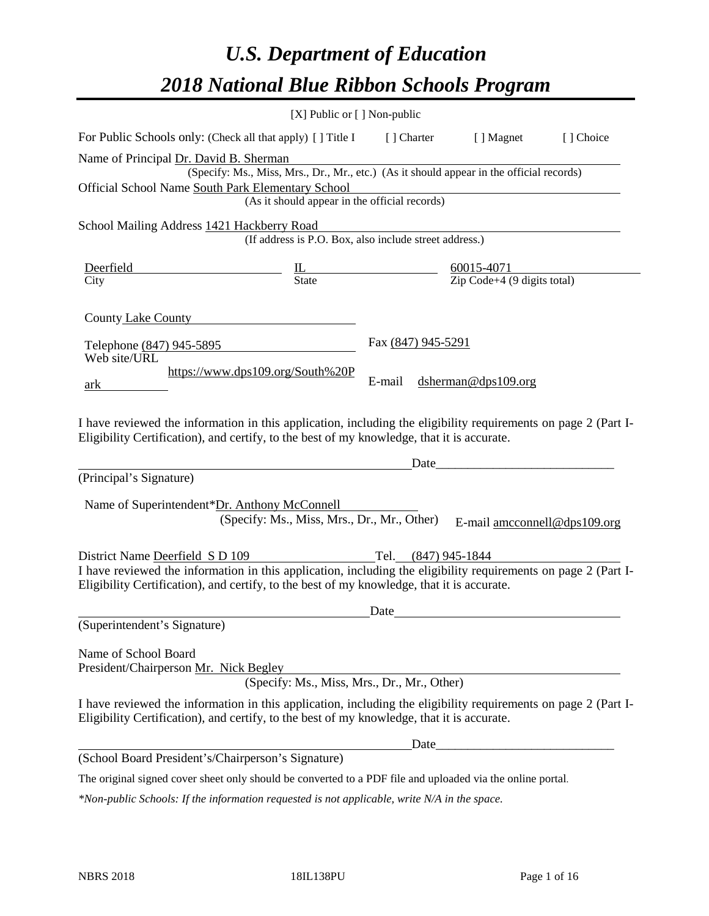# *U.S. Department of Education*

# *2018 National Blue Ribbon Schools Program*

[X] Public or [ ] Non-public

For Public Schools only: (Check all that apply) [ ] Title I [ ] Charter [ ] Magnet [ ] Choice

Name of Principal Dr. David B. Sherman
(Specify: Ms., Miss, Mrs., Dr., Mr., etc.) (As it should appear in the official records)

Official School Name South Park Elementary School
(As it should appear in the official records)

School Mailing Address 1421 Hackberry Road
(If address is P.O. Box, also include street address.)

| Deerfield | IL | 60015-4071 |
|---|---|---|
| City | State | Zip Code+4 (9 digits total) |

County Lake County

Telephone (847) 945-5895 Fax (847) 945-5291

Web site/URL https://www.dps109.org/South%20Park E-mail dsherman@dps109.org

I have reviewed the information in this application, including the eligibility requirements on page 2 (Part I-Eligibility Certification), and certify, to the best of my knowledge, that it is accurate.

_______________________________________ Date___________________________

(Principal's Signature)

Name of Superintendent*Dr. Anthony McConnell
(Specify: Ms., Miss, Mrs., Dr., Mr., Other) E-mail amcconnell@dps109.org

District Name Deerfield S D 109 Tel. (847) 945-1844

I have reviewed the information in this application, including the eligibility requirements on page 2 (Part I-Eligibility Certification), and certify, to the best of my knowledge, that it is accurate.

_______________________________________ Date___________________________

(Superintendent's Signature)

Name of School Board
President/Chairperson Mr. Nick Begley
(Specify: Ms., Miss, Mrs., Dr., Mr., Other)

I have reviewed the information in this application, including the eligibility requirements on page 2 (Part I-Eligibility Certification), and certify, to the best of my knowledge, that it is accurate.

_______________________________________ Date___________________________

(School Board President's/Chairperson's Signature)

The original signed cover sheet only should be converted to a PDF file and uploaded via the online portal.

*\*Non-public Schools: If the information requested is not applicable, write N/A in the space.*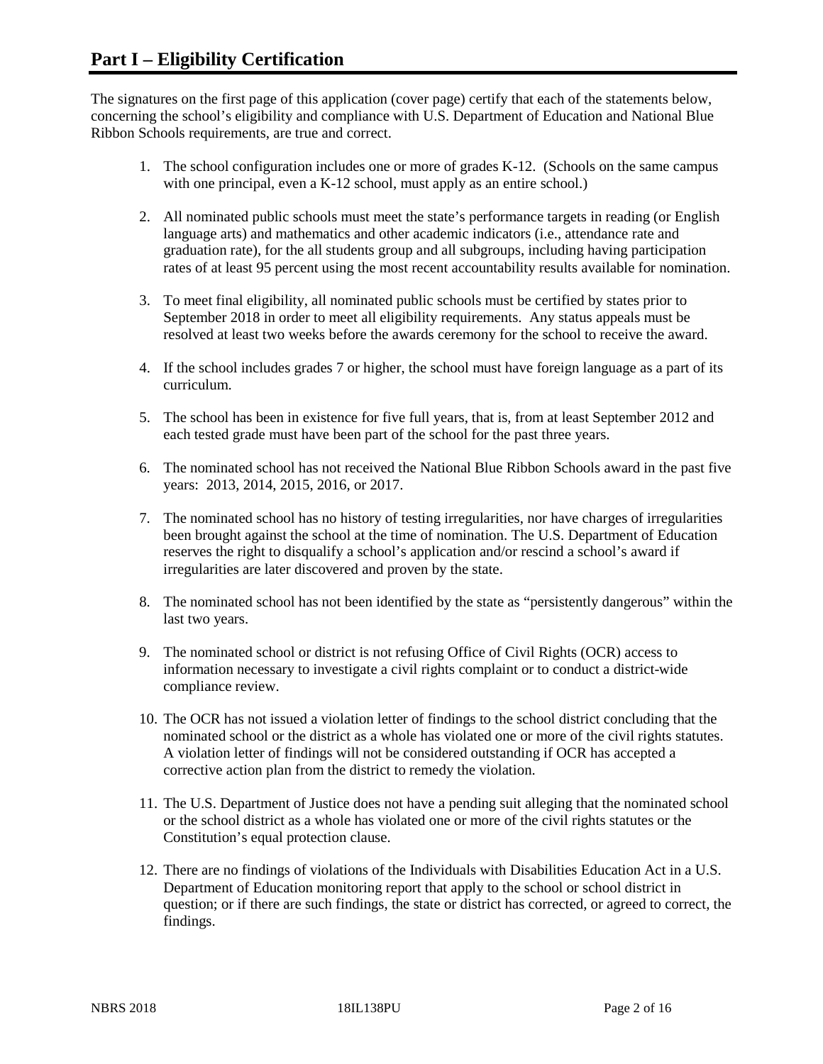# Part I – Eligibility Certification

The signatures on the first page of this application (cover page) certify that each of the statements below, concerning the school's eligibility and compliance with U.S. Department of Education and National Blue Ribbon Schools requirements, are true and correct.

1. The school configuration includes one or more of grades K-12. (Schools on the same campus with one principal, even a K-12 school, must apply as an entire school.)
2. All nominated public schools must meet the state's performance targets in reading (or English language arts) and mathematics and other academic indicators (i.e., attendance rate and graduation rate), for the all students group and all subgroups, including having participation rates of at least 95 percent using the most recent accountability results available for nomination.
3. To meet final eligibility, all nominated public schools must be certified by states prior to September 2018 in order to meet all eligibility requirements. Any status appeals must be resolved at least two weeks before the awards ceremony for the school to receive the award.
4. If the school includes grades 7 or higher, the school must have foreign language as a part of its curriculum.
5. The school has been in existence for five full years, that is, from at least September 2012 and each tested grade must have been part of the school for the past three years.
6. The nominated school has not received the National Blue Ribbon Schools award in the past five years: 2013, 2014, 2015, 2016, or 2017.
7. The nominated school has no history of testing irregularities, nor have charges of irregularities been brought against the school at the time of nomination. The U.S. Department of Education reserves the right to disqualify a school's application and/or rescind a school's award if irregularities are later discovered and proven by the state.
8. The nominated school has not been identified by the state as "persistently dangerous" within the last two years.
9. The nominated school or district is not refusing Office of Civil Rights (OCR) access to information necessary to investigate a civil rights complaint or to conduct a district-wide compliance review.
10. The OCR has not issued a violation letter of findings to the school district concluding that the nominated school or the district as a whole has violated one or more of the civil rights statutes. A violation letter of findings will not be considered outstanding if OCR has accepted a corrective action plan from the district to remedy the violation.
11. The U.S. Department of Justice does not have a pending suit alleging that the nominated school or the school district as a whole has violated one or more of the civil rights statutes or the Constitution's equal protection clause.
12. There are no findings of violations of the Individuals with Disabilities Education Act in a U.S. Department of Education monitoring report that apply to the school or school district in question; or if there are such findings, the state or district has corrected, or agreed to correct, the findings.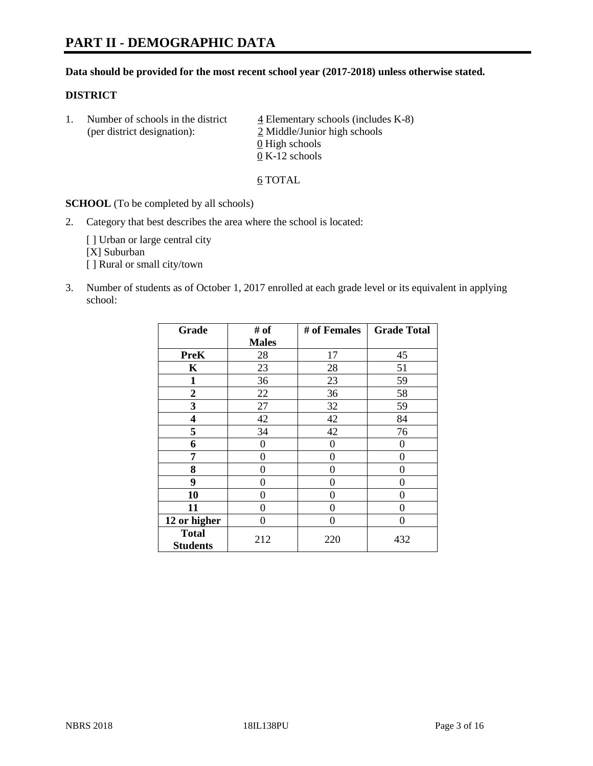# PART II - DEMOGRAPHIC DATA

**Data should be provided for the most recent school year (2017-2018) unless otherwise stated.**

## DISTRICT

1. Number of schools in the district (per district designation):
   4 Elementary schools (includes K-8)
   2 Middle/Junior high schools
   0 High schools
   0 K-12 schools

   6 TOTAL

**SCHOOL** (To be completed by all schools)

2. Category that best describes the area where the school is located:

   [ ] Urban or large central city
   [X] Suburban
   [ ] Rural or small city/town

3. Number of students as of October 1, 2017 enrolled at each grade level or its equivalent in applying school:

| Grade | # of Males | # of Females | Grade Total |
|---|---|---|---|
| **PreK** | 28 | 17 | 45 |
| **K** | 23 | 28 | 51 |
| **1** | 36 | 23 | 59 |
| **2** | 22 | 36 | 58 |
| **3** | 27 | 32 | 59 |
| **4** | 42 | 42 | 84 |
| **5** | 34 | 42 | 76 |
| **6** | 0 | 0 | 0 |
| **7** | 0 | 0 | 0 |
| **8** | 0 | 0 | 0 |
| **9** | 0 | 0 | 0 |
| **10** | 0 | 0 | 0 |
| **11** | 0 | 0 | 0 |
| **12 or higher** | 0 | 0 | 0 |
| **Total Students** | 212 | 220 | 432 |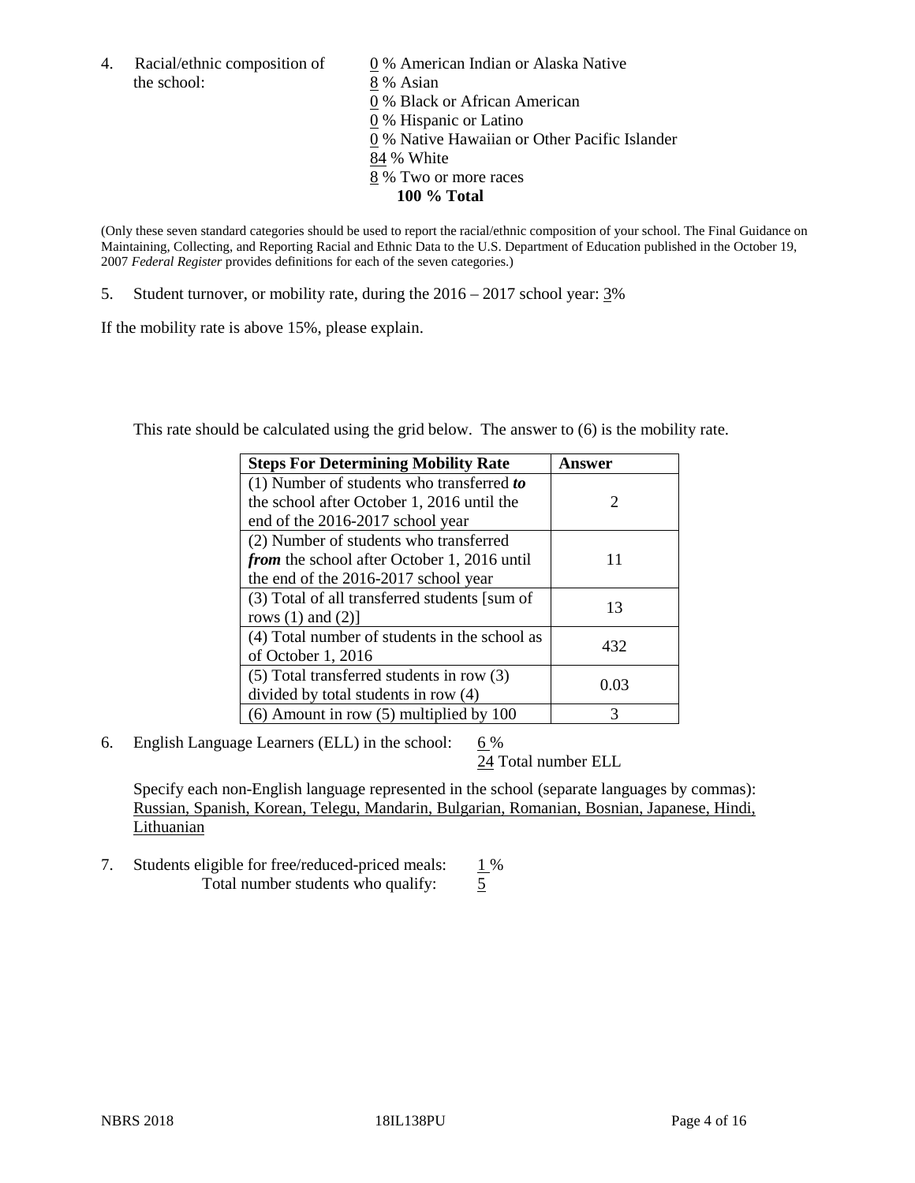4. Racial/ethnic composition of the school:

0 % American Indian or Alaska Native
8 % Asian
0 % Black or African American
0 % Hispanic or Latino
0 % Native Hawaiian or Other Pacific Islander
84 % White
8 % Two or more races
**100 % Total**

(Only these seven standard categories should be used to report the racial/ethnic composition of your school. The Final Guidance on Maintaining, Collecting, and Reporting Racial and Ethnic Data to the U.S. Department of Education published in the October 19, 2007 *Federal Register* provides definitions for each of the seven categories.)

5. Student turnover, or mobility rate, during the 2016 – 2017 school year: 3%

If the mobility rate is above 15%, please explain.

This rate should be calculated using the grid below. The answer to (6) is the mobility rate.

| Steps For Determining Mobility Rate | Answer |
|---|---|
| (1) Number of students who transferred ***to*** the school after October 1, 2016 until the end of the 2016-2017 school year | 2 |
| (2) Number of students who transferred ***from*** the school after October 1, 2016 until the end of the 2016-2017 school year | 11 |
| (3) Total of all transferred students [sum of rows (1) and (2)] | 13 |
| (4) Total number of students in the school as of October 1, 2016 | 432 |
| (5) Total transferred students in row (3) divided by total students in row (4) | 0.03 |
| (6) Amount in row (5) multiplied by 100 | 3 |

6. English Language Learners (ELL) in the school: 6 %
24 Total number ELL

Specify each non-English language represented in the school (separate languages by commas):
Russian, Spanish, Korean, Telegu, Mandarin, Bulgarian, Romanian, Bosnian, Japanese, Hindi, Lithuanian

7. Students eligible for free/reduced-priced meals: 1 %
Total number students who qualify: 5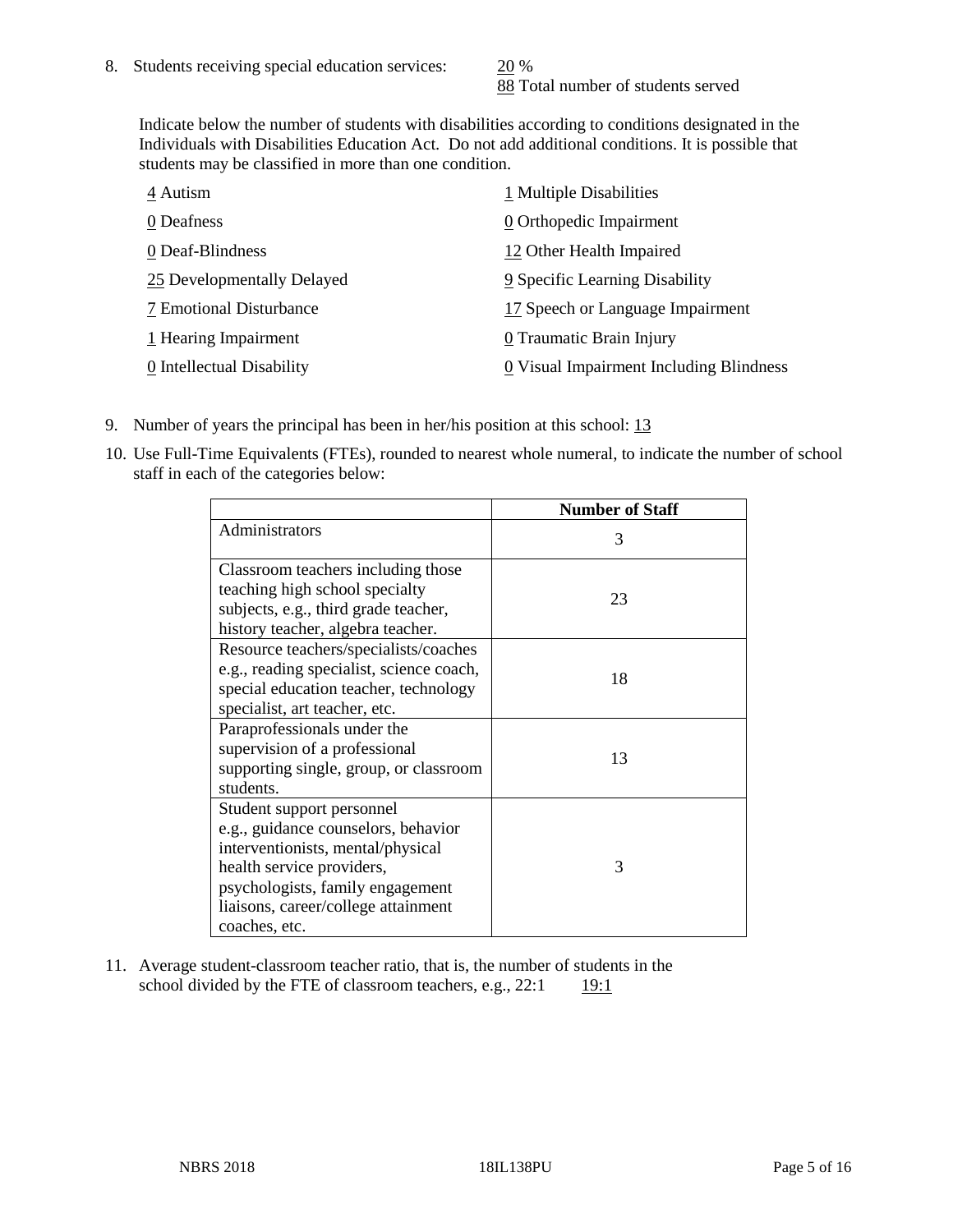8. Students receiving special education services: 20 %
   88 Total number of students served

   Indicate below the number of students with disabilities according to conditions designated in the Individuals with Disabilities Education Act. Do not add additional conditions. It is possible that students may be classified in more than one condition.

   4 Autism
   0 Deafness
   0 Deaf-Blindness
   25 Developmentally Delayed
   7 Emotional Disturbance
   1 Hearing Impairment
   0 Intellectual Disability
   1 Multiple Disabilities
   0 Orthopedic Impairment
   12 Other Health Impaired
   9 Specific Learning Disability
   17 Speech or Language Impairment
   0 Traumatic Brain Injury
   0 Visual Impairment Including Blindness

9. Number of years the principal has been in her/his position at this school: 13

10. Use Full-Time Equivalents (FTEs), rounded to nearest whole numeral, to indicate the number of school staff in each of the categories below:

| | Number of Staff |
|---|---|
| Administrators | 3 |
| Classroom teachers including those teaching high school specialty subjects, e.g., third grade teacher, history teacher, algebra teacher. | 23 |
| Resource teachers/specialists/coaches e.g., reading specialist, science coach, special education teacher, technology specialist, art teacher, etc. | 18 |
| Paraprofessionals under the supervision of a professional supporting single, group, or classroom students. | 13 |
| Student support personnel e.g., guidance counselors, behavior interventionists, mental/physical health service providers, psychologists, family engagement liaisons, career/college attainment coaches, etc. | 3 |

11. Average student-classroom teacher ratio, that is, the number of students in the school divided by the FTE of classroom teachers, e.g., 22:1    19:1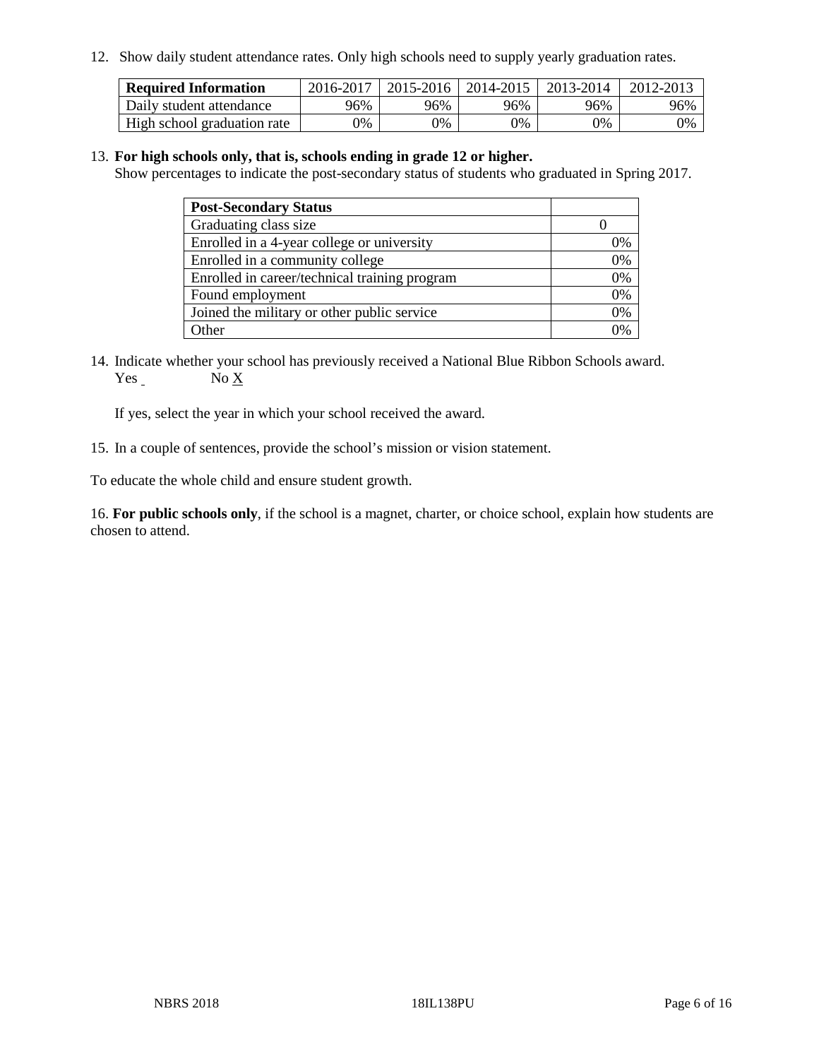12. Show daily student attendance rates. Only high schools need to supply yearly graduation rates.

| Required Information | 2016-2017 | 2015-2016 | 2014-2015 | 2013-2014 | 2012-2013 |
| --- | --- | --- | --- | --- | --- |
| Daily student attendance | 96% | 96% | 96% | 96% | 96% |
| High school graduation rate | 0% | 0% | 0% | 0% | 0% |

13. **For high schools only, that is, schools ending in grade 12 or higher.**
Show percentages to indicate the post-secondary status of students who graduated in Spring 2017.

| Post-Secondary Status | |
| --- | --- |
| Graduating class size | 0 |
| Enrolled in a 4-year college or university | 0% |
| Enrolled in a community college | 0% |
| Enrolled in career/technical training program | 0% |
| Found employment | 0% |
| Joined the military or other public service | 0% |
| Other | 0% |

14. Indicate whether your school has previously received a National Blue Ribbon Schools award.
Yes ___ No X

If yes, select the year in which your school received the award.

15. In a couple of sentences, provide the school's mission or vision statement.

To educate the whole child and ensure student growth.

16. **For public schools only**, if the school is a magnet, charter, or choice school, explain how students are chosen to attend.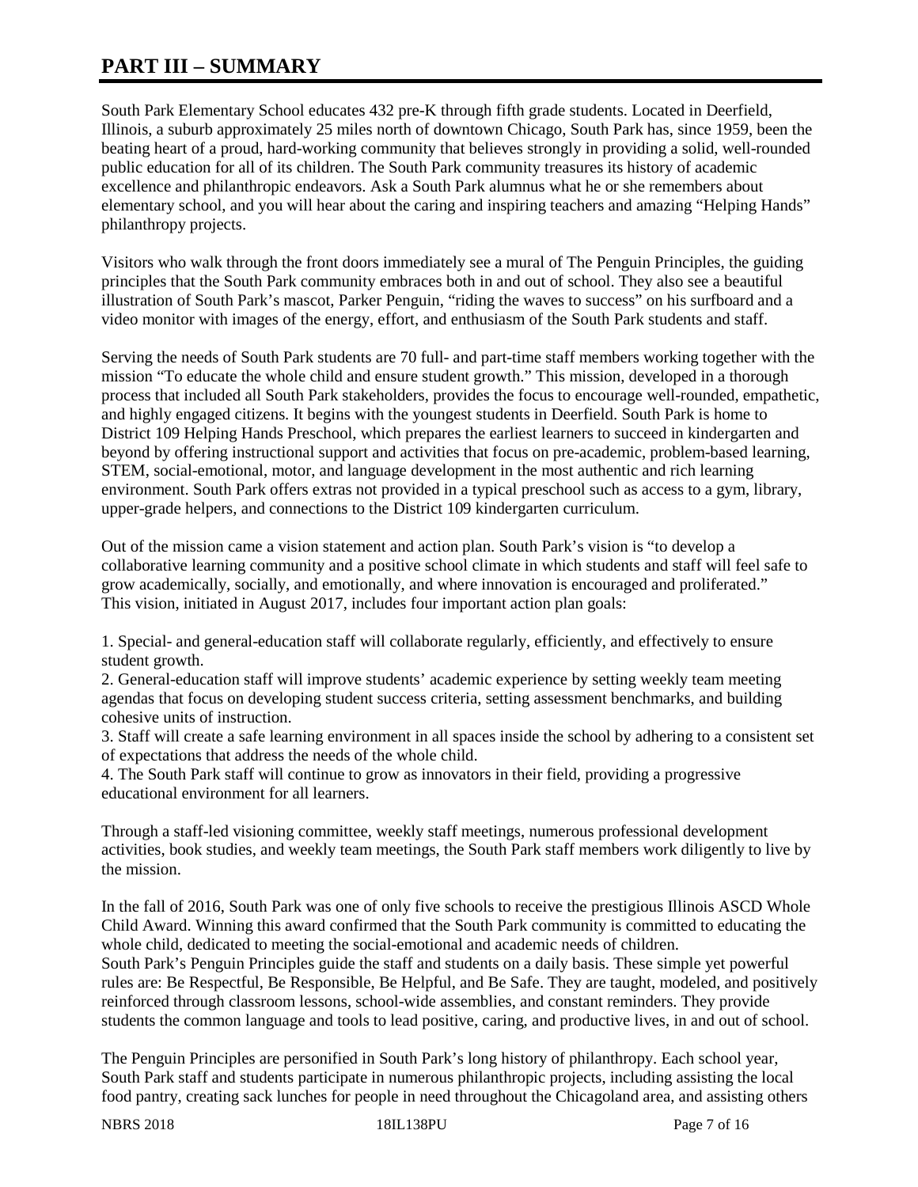# PART III – SUMMARY

South Park Elementary School educates 432 pre-K through fifth grade students. Located in Deerfield, Illinois, a suburb approximately 25 miles north of downtown Chicago, South Park has, since 1959, been the beating heart of a proud, hard-working community that believes strongly in providing a solid, well-rounded public education for all of its children. The South Park community treasures its history of academic excellence and philanthropic endeavors. Ask a South Park alumnus what he or she remembers about elementary school, and you will hear about the caring and inspiring teachers and amazing "Helping Hands" philanthropy projects.

Visitors who walk through the front doors immediately see a mural of The Penguin Principles, the guiding principles that the South Park community embraces both in and out of school. They also see a beautiful illustration of South Park's mascot, Parker Penguin, "riding the waves to success" on his surfboard and a video monitor with images of the energy, effort, and enthusiasm of the South Park students and staff.

Serving the needs of South Park students are 70 full- and part-time staff members working together with the mission "To educate the whole child and ensure student growth." This mission, developed in a thorough process that included all South Park stakeholders, provides the focus to encourage well-rounded, empathetic, and highly engaged citizens. It begins with the youngest students in Deerfield. South Park is home to District 109 Helping Hands Preschool, which prepares the earliest learners to succeed in kindergarten and beyond by offering instructional support and activities that focus on pre-academic, problem-based learning, STEM, social-emotional, motor, and language development in the most authentic and rich learning environment. South Park offers extras not provided in a typical preschool such as access to a gym, library, upper-grade helpers, and connections to the District 109 kindergarten curriculum.

Out of the mission came a vision statement and action plan. South Park's vision is "to develop a collaborative learning community and a positive school climate in which students and staff will feel safe to grow academically, socially, and emotionally, and where innovation is encouraged and proliferated." This vision, initiated in August 2017, includes four important action plan goals:

1. Special- and general-education staff will collaborate regularly, efficiently, and effectively to ensure student growth.
2. General-education staff will improve students' academic experience by setting weekly team meeting agendas that focus on developing student success criteria, setting assessment benchmarks, and building cohesive units of instruction.
3. Staff will create a safe learning environment in all spaces inside the school by adhering to a consistent set of expectations that address the needs of the whole child.
4. The South Park staff will continue to grow as innovators in their field, providing a progressive educational environment for all learners.

Through a staff-led visioning committee, weekly staff meetings, numerous professional development activities, book studies, and weekly team meetings, the South Park staff members work diligently to live by the mission.

In the fall of 2016, South Park was one of only five schools to receive the prestigious Illinois ASCD Whole Child Award. Winning this award confirmed that the South Park community is committed to educating the whole child, dedicated to meeting the social-emotional and academic needs of children.
South Park's Penguin Principles guide the staff and students on a daily basis. These simple yet powerful rules are: Be Respectful, Be Responsible, Be Helpful, and Be Safe. They are taught, modeled, and positively reinforced through classroom lessons, school-wide assemblies, and constant reminders. They provide students the common language and tools to lead positive, caring, and productive lives, in and out of school.

The Penguin Principles are personified in South Park's long history of philanthropy. Each school year, South Park staff and students participate in numerous philanthropic projects, including assisting the local food pantry, creating sack lunches for people in need throughout the Chicagoland area, and assisting others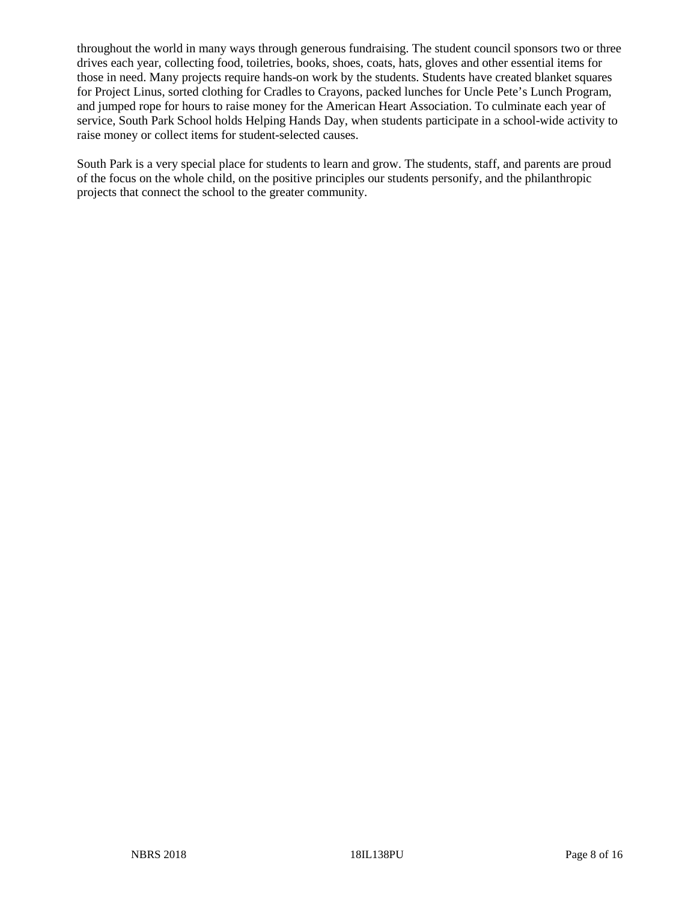throughout the world in many ways through generous fundraising. The student council sponsors two or three drives each year, collecting food, toiletries, books, shoes, coats, hats, gloves and other essential items for those in need. Many projects require hands-on work by the students. Students have created blanket squares for Project Linus, sorted clothing for Cradles to Crayons, packed lunches for Uncle Pete's Lunch Program, and jumped rope for hours to raise money for the American Heart Association. To culminate each year of service, South Park School holds Helping Hands Day, when students participate in a school-wide activity to raise money or collect items for student-selected causes.

South Park is a very special place for students to learn and grow. The students, staff, and parents are proud of the focus on the whole child, on the positive principles our students personify, and the philanthropic projects that connect the school to the greater community.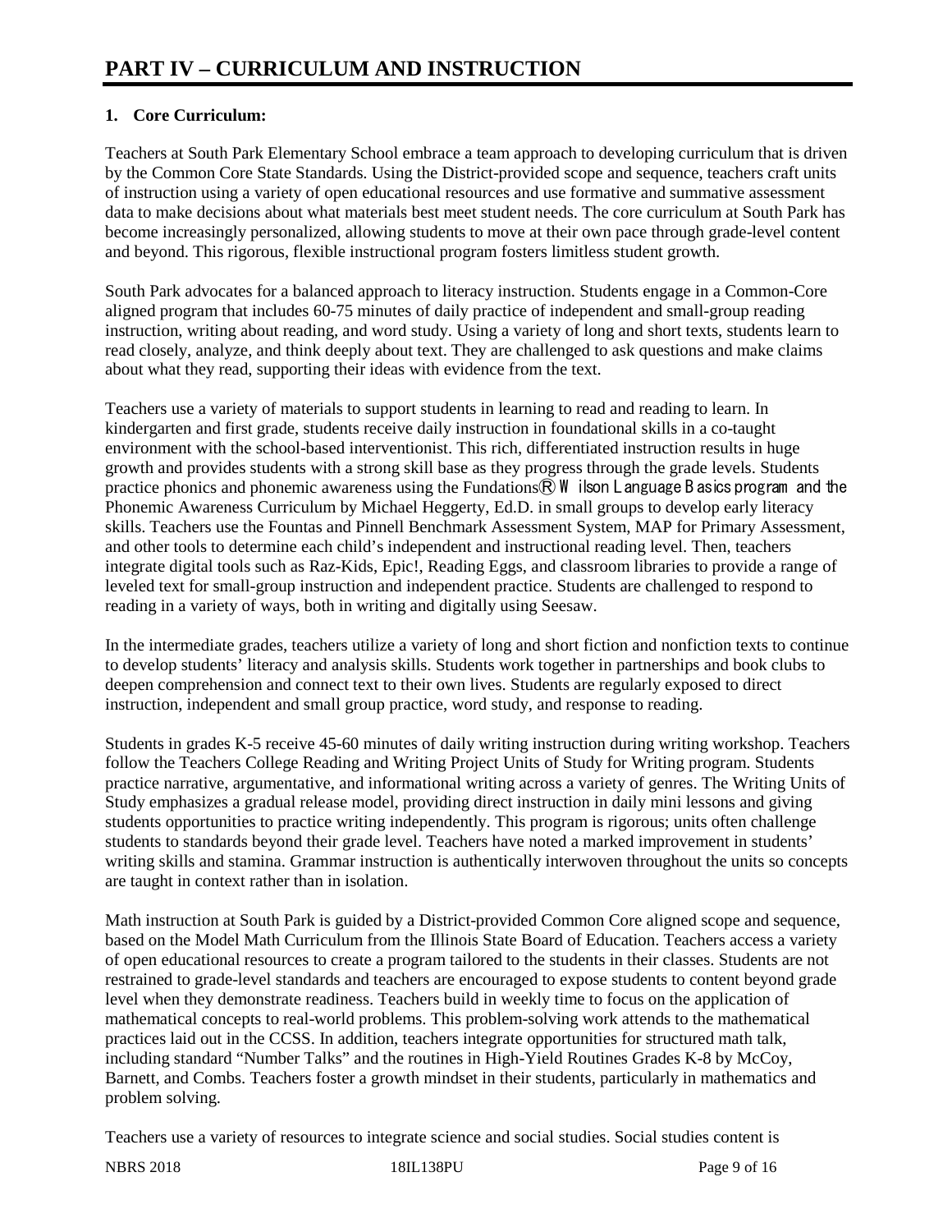# PART IV – CURRICULUM AND INSTRUCTION

**1. Core Curriculum:**

Teachers at South Park Elementary School embrace a team approach to developing curriculum that is driven by the Common Core State Standards. Using the District-provided scope and sequence, teachers craft units of instruction using a variety of open educational resources and use formative and summative assessment data to make decisions about what materials best meet student needs. The core curriculum at South Park has become increasingly personalized, allowing students to move at their own pace through grade-level content and beyond. This rigorous, flexible instructional program fosters limitless student growth.

South Park advocates for a balanced approach to literacy instruction. Students engage in a Common-Core aligned program that includes 60-75 minutes of daily practice of independent and small-group reading instruction, writing about reading, and word study. Using a variety of long and short texts, students learn to read closely, analyze, and think deeply about text. They are challenged to ask questions and make claims about what they read, supporting their ideas with evidence from the text.

Teachers use a variety of materials to support students in learning to read and reading to learn. In kindergarten and first grade, students receive daily instruction in foundational skills in a co-taught environment with the school-based interventionist. This rich, differentiated instruction results in huge growth and provides students with a strong skill base as they progress through the grade levels. Students practice phonics and phonemic awareness using the Fundations® Wilson Language Basics program and the Phonemic Awareness Curriculum by Michael Heggerty, Ed.D. in small groups to develop early literacy skills. Teachers use the Fountas and Pinnell Benchmark Assessment System, MAP for Primary Assessment, and other tools to determine each child's independent and instructional reading level. Then, teachers integrate digital tools such as Raz-Kids, Epic!, Reading Eggs, and classroom libraries to provide a range of leveled text for small-group instruction and independent practice. Students are challenged to respond to reading in a variety of ways, both in writing and digitally using Seesaw.

In the intermediate grades, teachers utilize a variety of long and short fiction and nonfiction texts to continue to develop students' literacy and analysis skills. Students work together in partnerships and book clubs to deepen comprehension and connect text to their own lives. Students are regularly exposed to direct instruction, independent and small group practice, word study, and response to reading.

Students in grades K-5 receive 45-60 minutes of daily writing instruction during writing workshop. Teachers follow the Teachers College Reading and Writing Project Units of Study for Writing program. Students practice narrative, argumentative, and informational writing across a variety of genres. The Writing Units of Study emphasizes a gradual release model, providing direct instruction in daily mini lessons and giving students opportunities to practice writing independently. This program is rigorous; units often challenge students to standards beyond their grade level. Teachers have noted a marked improvement in students' writing skills and stamina. Grammar instruction is authentically interwoven throughout the units so concepts are taught in context rather than in isolation.

Math instruction at South Park is guided by a District-provided Common Core aligned scope and sequence, based on the Model Math Curriculum from the Illinois State Board of Education. Teachers access a variety of open educational resources to create a program tailored to the students in their classes. Students are not restrained to grade-level standards and teachers are encouraged to expose students to content beyond grade level when they demonstrate readiness. Teachers build in weekly time to focus on the application of mathematical concepts to real-world problems. This problem-solving work attends to the mathematical practices laid out in the CCSS. In addition, teachers integrate opportunities for structured math talk, including standard "Number Talks" and the routines in High-Yield Routines Grades K-8 by McCoy, Barnett, and Combs. Teachers foster a growth mindset in their students, particularly in mathematics and problem solving.

Teachers use a variety of resources to integrate science and social studies. Social studies content is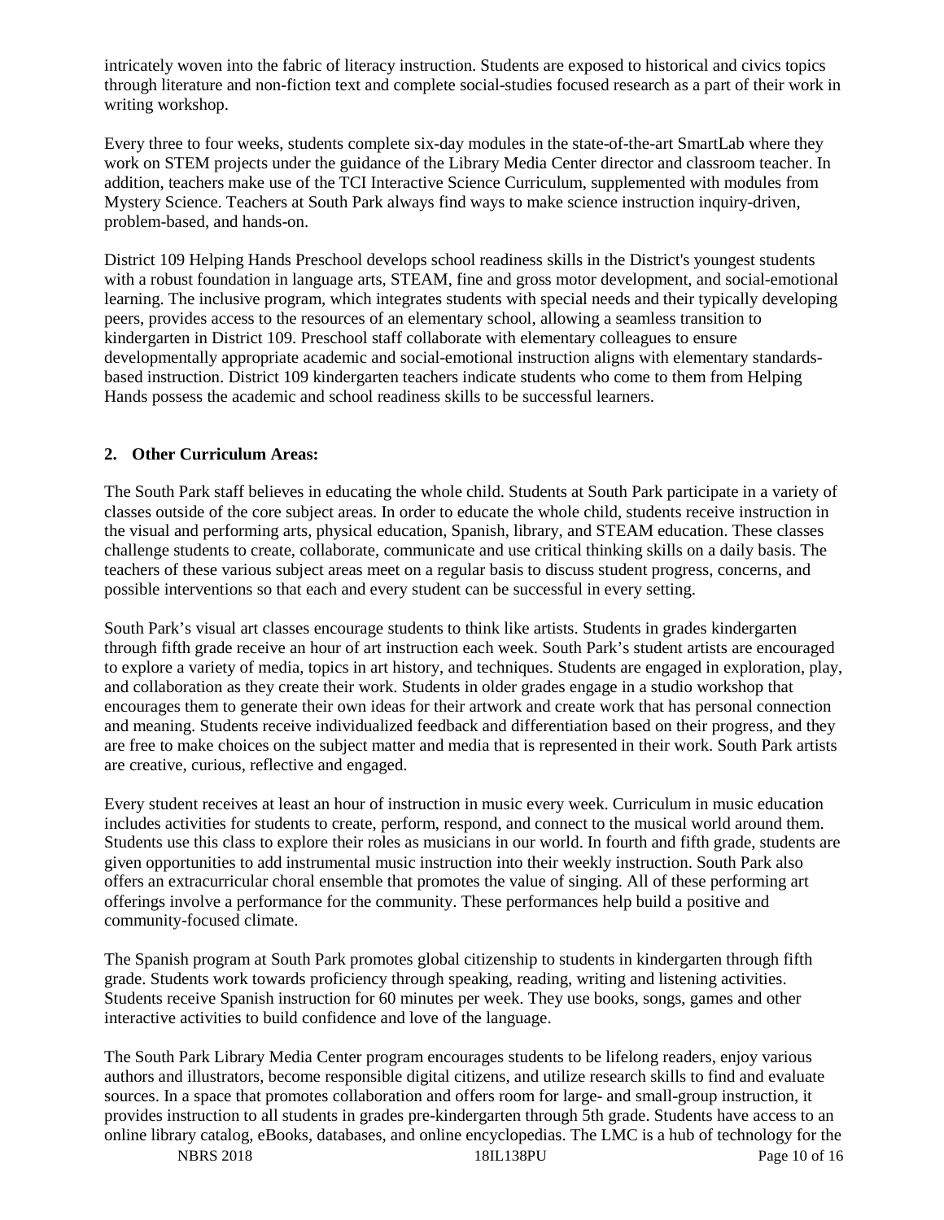intricately woven into the fabric of literacy instruction. Students are exposed to historical and civics topics through literature and non-fiction text and complete social-studies focused research as a part of their work in writing workshop.

Every three to four weeks, students complete six-day modules in the state-of-the-art SmartLab where they work on STEM projects under the guidance of the Library Media Center director and classroom teacher. In addition, teachers make use of the TCI Interactive Science Curriculum, supplemented with modules from Mystery Science. Teachers at South Park always find ways to make science instruction inquiry-driven, problem-based, and hands-on.

District 109 Helping Hands Preschool develops school readiness skills in the District's youngest students with a robust foundation in language arts, STEAM, fine and gross motor development, and social-emotional learning. The inclusive program, which integrates students with special needs and their typically developing peers, provides access to the resources of an elementary school, allowing a seamless transition to kindergarten in District 109. Preschool staff collaborate with elementary colleagues to ensure developmentally appropriate academic and social-emotional instruction aligns with elementary standards-based instruction. District 109 kindergarten teachers indicate students who come to them from Helping Hands possess the academic and school readiness skills to be successful learners.

**2. Other Curriculum Areas:**

The South Park staff believes in educating the whole child. Students at South Park participate in a variety of classes outside of the core subject areas. In order to educate the whole child, students receive instruction in the visual and performing arts, physical education, Spanish, library, and STEAM education. These classes challenge students to create, collaborate, communicate and use critical thinking skills on a daily basis. The teachers of these various subject areas meet on a regular basis to discuss student progress, concerns, and possible interventions so that each and every student can be successful in every setting.

South Park's visual art classes encourage students to think like artists. Students in grades kindergarten through fifth grade receive an hour of art instruction each week. South Park's student artists are encouraged to explore a variety of media, topics in art history, and techniques. Students are engaged in exploration, play, and collaboration as they create their work. Students in older grades engage in a studio workshop that encourages them to generate their own ideas for their artwork and create work that has personal connection and meaning. Students receive individualized feedback and differentiation based on their progress, and they are free to make choices on the subject matter and media that is represented in their work. South Park artists are creative, curious, reflective and engaged.

Every student receives at least an hour of instruction in music every week. Curriculum in music education includes activities for students to create, perform, respond, and connect to the musical world around them. Students use this class to explore their roles as musicians in our world. In fourth and fifth grade, students are given opportunities to add instrumental music instruction into their weekly instruction. South Park also offers an extracurricular choral ensemble that promotes the value of singing. All of these performing art offerings involve a performance for the community. These performances help build a positive and community-focused climate.

The Spanish program at South Park promotes global citizenship to students in kindergarten through fifth grade. Students work towards proficiency through speaking, reading, writing and listening activities. Students receive Spanish instruction for 60 minutes per week. They use books, songs, games and other interactive activities to build confidence and love of the language.

The South Park Library Media Center program encourages students to be lifelong readers, enjoy various authors and illustrators, become responsible digital citizens, and utilize research skills to find and evaluate sources. In a space that promotes collaboration and offers room for large- and small-group instruction, it provides instruction to all students in grades pre-kindergarten through 5th grade. Students have access to an online library catalog, eBooks, databases, and online encyclopedias. The LMC is a hub of technology for the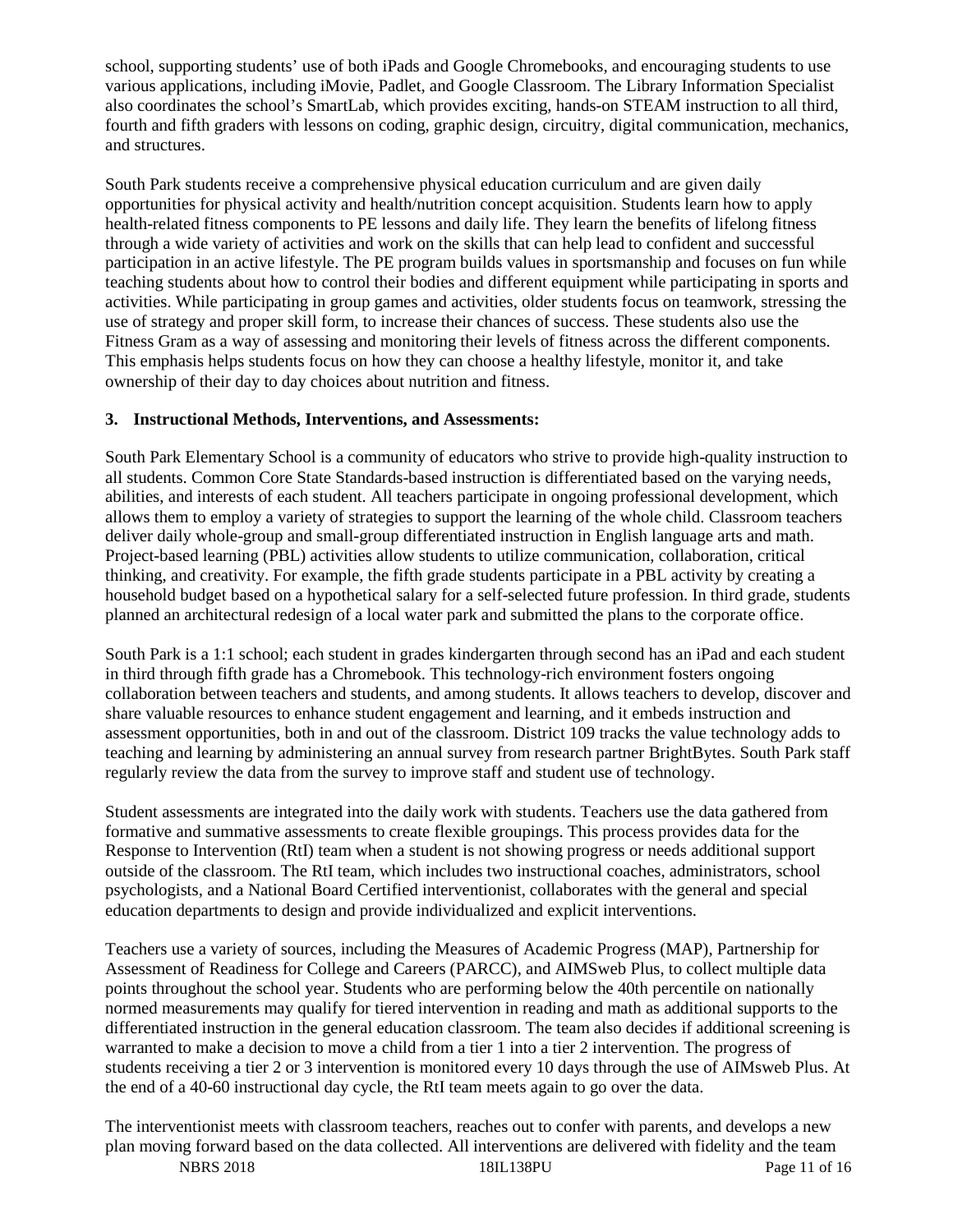school, supporting students' use of both iPads and Google Chromebooks, and encouraging students to use various applications, including iMovie, Padlet, and Google Classroom. The Library Information Specialist also coordinates the school's SmartLab, which provides exciting, hands-on STEAM instruction to all third, fourth and fifth graders with lessons on coding, graphic design, circuitry, digital communication, mechanics, and structures.

South Park students receive a comprehensive physical education curriculum and are given daily opportunities for physical activity and health/nutrition concept acquisition. Students learn how to apply health-related fitness components to PE lessons and daily life. They learn the benefits of lifelong fitness through a wide variety of activities and work on the skills that can help lead to confident and successful participation in an active lifestyle. The PE program builds values in sportsmanship and focuses on fun while teaching students about how to control their bodies and different equipment while participating in sports and activities. While participating in group games and activities, older students focus on teamwork, stressing the use of strategy and proper skill form, to increase their chances of success. These students also use the Fitness Gram as a way of assessing and monitoring their levels of fitness across the different components. This emphasis helps students focus on how they can choose a healthy lifestyle, monitor it, and take ownership of their day to day choices about nutrition and fitness.

**3. Instructional Methods, Interventions, and Assessments:**

South Park Elementary School is a community of educators who strive to provide high-quality instruction to all students. Common Core State Standards-based instruction is differentiated based on the varying needs, abilities, and interests of each student. All teachers participate in ongoing professional development, which allows them to employ a variety of strategies to support the learning of the whole child. Classroom teachers deliver daily whole-group and small-group differentiated instruction in English language arts and math. Project-based learning (PBL) activities allow students to utilize communication, collaboration, critical thinking, and creativity. For example, the fifth grade students participate in a PBL activity by creating a household budget based on a hypothetical salary for a self-selected future profession. In third grade, students planned an architectural redesign of a local water park and submitted the plans to the corporate office.

South Park is a 1:1 school; each student in grades kindergarten through second has an iPad and each student in third through fifth grade has a Chromebook. This technology-rich environment fosters ongoing collaboration between teachers and students, and among students. It allows teachers to develop, discover and share valuable resources to enhance student engagement and learning, and it embeds instruction and assessment opportunities, both in and out of the classroom. District 109 tracks the value technology adds to teaching and learning by administering an annual survey from research partner BrightBytes. South Park staff regularly review the data from the survey to improve staff and student use of technology.

Student assessments are integrated into the daily work with students. Teachers use the data gathered from formative and summative assessments to create flexible groupings. This process provides data for the Response to Intervention (RtI) team when a student is not showing progress or needs additional support outside of the classroom. The RtI team, which includes two instructional coaches, administrators, school psychologists, and a National Board Certified interventionist, collaborates with the general and special education departments to design and provide individualized and explicit interventions.

Teachers use a variety of sources, including the Measures of Academic Progress (MAP), Partnership for Assessment of Readiness for College and Careers (PARCC), and AIMSweb Plus, to collect multiple data points throughout the school year. Students who are performing below the 40th percentile on nationally normed measurements may qualify for tiered intervention in reading and math as additional supports to the differentiated instruction in the general education classroom. The team also decides if additional screening is warranted to make a decision to move a child from a tier 1 into a tier 2 intervention. The progress of students receiving a tier 2 or 3 intervention is monitored every 10 days through the use of AIMsweb Plus. At the end of a 40-60 instructional day cycle, the RtI team meets again to go over the data.

The interventionist meets with classroom teachers, reaches out to confer with parents, and develops a new plan moving forward based on the data collected. All interventions are delivered with fidelity and the team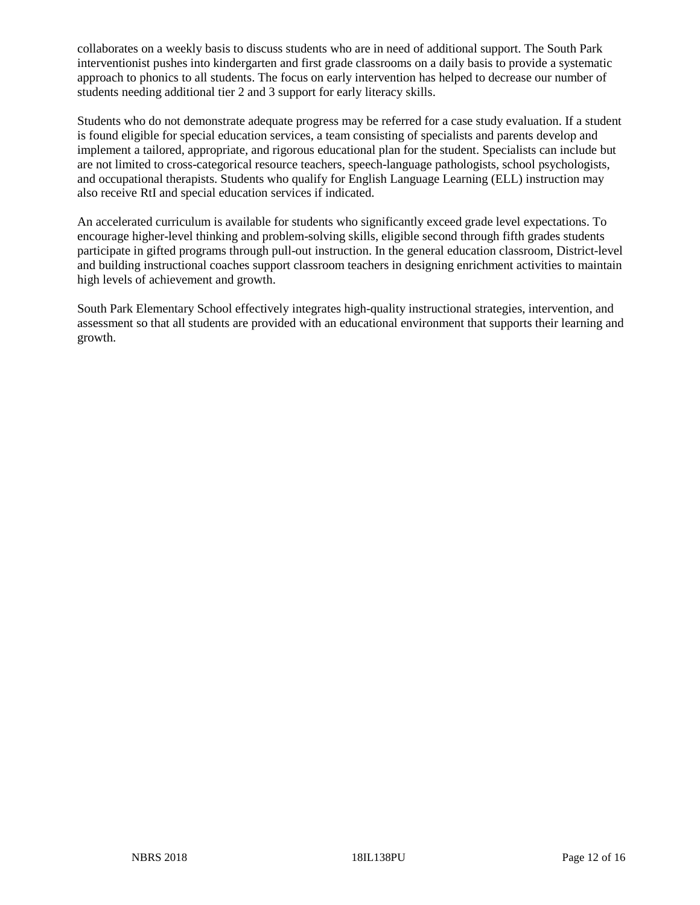collaborates on a weekly basis to discuss students who are in need of additional support. The South Park interventionist pushes into kindergarten and first grade classrooms on a daily basis to provide a systematic approach to phonics to all students. The focus on early intervention has helped to decrease our number of students needing additional tier 2 and 3 support for early literacy skills.

Students who do not demonstrate adequate progress may be referred for a case study evaluation. If a student is found eligible for special education services, a team consisting of specialists and parents develop and implement a tailored, appropriate, and rigorous educational plan for the student. Specialists can include but are not limited to cross-categorical resource teachers, speech-language pathologists, school psychologists, and occupational therapists. Students who qualify for English Language Learning (ELL) instruction may also receive RtI and special education services if indicated.

An accelerated curriculum is available for students who significantly exceed grade level expectations. To encourage higher-level thinking and problem-solving skills, eligible second through fifth grades students participate in gifted programs through pull-out instruction. In the general education classroom, District-level and building instructional coaches support classroom teachers in designing enrichment activities to maintain high levels of achievement and growth.

South Park Elementary School effectively integrates high-quality instructional strategies, intervention, and assessment so that all students are provided with an educational environment that supports their learning and growth.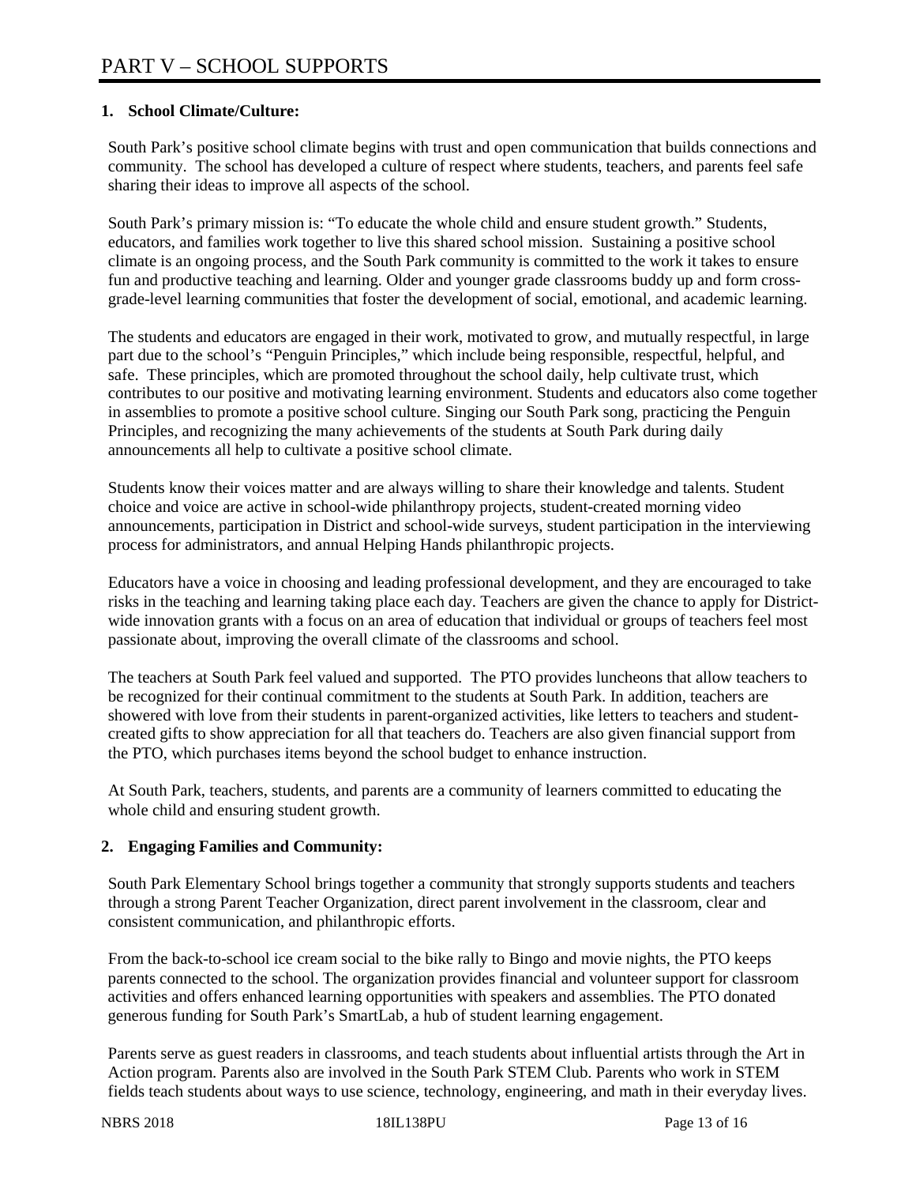# PART V – SCHOOL SUPPORTS

**1. School Climate/Culture:**

South Park's positive school climate begins with trust and open communication that builds connections and community. The school has developed a culture of respect where students, teachers, and parents feel safe sharing their ideas to improve all aspects of the school.

South Park's primary mission is: "To educate the whole child and ensure student growth." Students, educators, and families work together to live this shared school mission. Sustaining a positive school climate is an ongoing process, and the South Park community is committed to the work it takes to ensure fun and productive teaching and learning. Older and younger grade classrooms buddy up and form cross-grade-level learning communities that foster the development of social, emotional, and academic learning.

The students and educators are engaged in their work, motivated to grow, and mutually respectful, in large part due to the school's "Penguin Principles," which include being responsible, respectful, helpful, and safe. These principles, which are promoted throughout the school daily, help cultivate trust, which contributes to our positive and motivating learning environment. Students and educators also come together in assemblies to promote a positive school culture. Singing our South Park song, practicing the Penguin Principles, and recognizing the many achievements of the students at South Park during daily announcements all help to cultivate a positive school climate.

Students know their voices matter and are always willing to share their knowledge and talents. Student choice and voice are active in school-wide philanthropy projects, student-created morning video announcements, participation in District and school-wide surveys, student participation in the interviewing process for administrators, and annual Helping Hands philanthropic projects.

Educators have a voice in choosing and leading professional development, and they are encouraged to take risks in the teaching and learning taking place each day. Teachers are given the chance to apply for District-wide innovation grants with a focus on an area of education that individual or groups of teachers feel most passionate about, improving the overall climate of the classrooms and school.

The teachers at South Park feel valued and supported. The PTO provides luncheons that allow teachers to be recognized for their continual commitment to the students at South Park. In addition, teachers are showered with love from their students in parent-organized activities, like letters to teachers and student-created gifts to show appreciation for all that teachers do. Teachers are also given financial support from the PTO, which purchases items beyond the school budget to enhance instruction.

At South Park, teachers, students, and parents are a community of learners committed to educating the whole child and ensuring student growth.

**2. Engaging Families and Community:**

South Park Elementary School brings together a community that strongly supports students and teachers through a strong Parent Teacher Organization, direct parent involvement in the classroom, clear and consistent communication, and philanthropic efforts.

From the back-to-school ice cream social to the bike rally to Bingo and movie nights, the PTO keeps parents connected to the school. The organization provides financial and volunteer support for classroom activities and offers enhanced learning opportunities with speakers and assemblies. The PTO donated generous funding for South Park's SmartLab, a hub of student learning engagement.

Parents serve as guest readers in classrooms, and teach students about influential artists through the Art in Action program. Parents also are involved in the South Park STEM Club. Parents who work in STEM fields teach students about ways to use science, technology, engineering, and math in their everyday lives.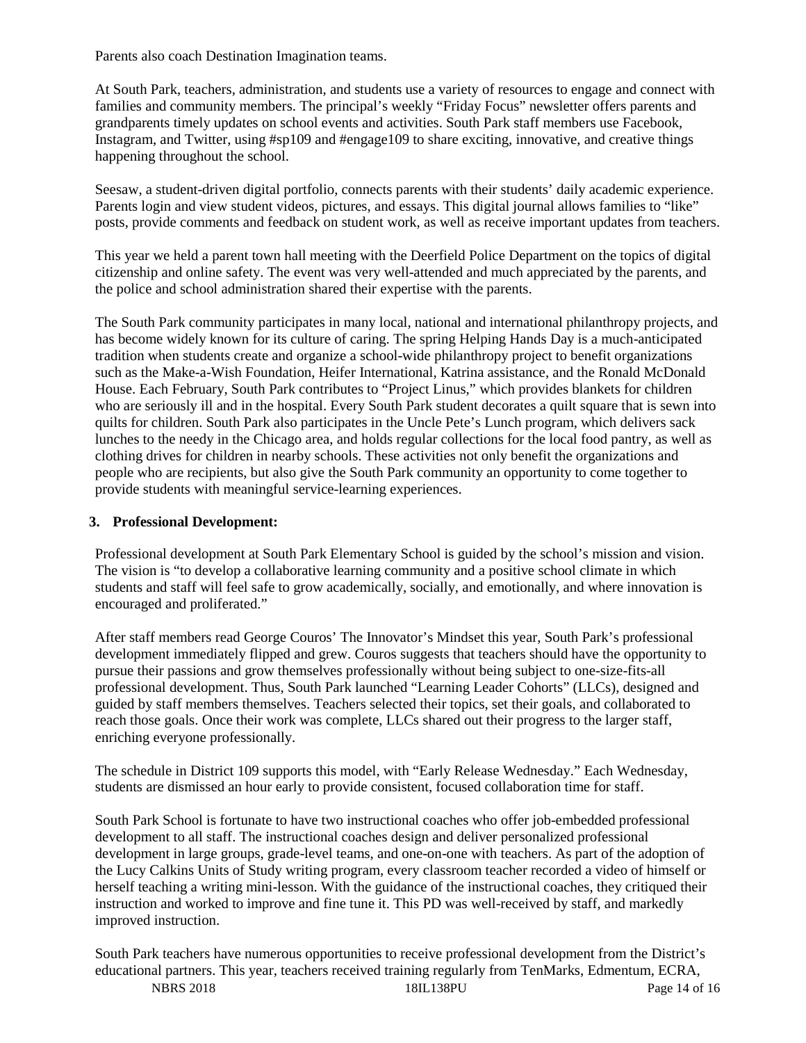Parents also coach Destination Imagination teams.

At South Park, teachers, administration, and students use a variety of resources to engage and connect with families and community members. The principal's weekly "Friday Focus" newsletter offers parents and grandparents timely updates on school events and activities. South Park staff members use Facebook, Instagram, and Twitter, using #sp109 and #engage109 to share exciting, innovative, and creative things happening throughout the school.

Seesaw, a student-driven digital portfolio, connects parents with their students' daily academic experience. Parents login and view student videos, pictures, and essays. This digital journal allows families to "like" posts, provide comments and feedback on student work, as well as receive important updates from teachers.

This year we held a parent town hall meeting with the Deerfield Police Department on the topics of digital citizenship and online safety. The event was very well-attended and much appreciated by the parents, and the police and school administration shared their expertise with the parents.

The South Park community participates in many local, national and international philanthropy projects, and has become widely known for its culture of caring. The spring Helping Hands Day is a much-anticipated tradition when students create and organize a school-wide philanthropy project to benefit organizations such as the Make-a-Wish Foundation, Heifer International, Katrina assistance, and the Ronald McDonald House. Each February, South Park contributes to "Project Linus," which provides blankets for children who are seriously ill and in the hospital. Every South Park student decorates a quilt square that is sewn into quilts for children. South Park also participates in the Uncle Pete's Lunch program, which delivers sack lunches to the needy in the Chicago area, and holds regular collections for the local food pantry, as well as clothing drives for children in nearby schools. These activities not only benefit the organizations and people who are recipients, but also give the South Park community an opportunity to come together to provide students with meaningful service-learning experiences.

**3. Professional Development:**

Professional development at South Park Elementary School is guided by the school's mission and vision. The vision is "to develop a collaborative learning community and a positive school climate in which students and staff will feel safe to grow academically, socially, and emotionally, and where innovation is encouraged and proliferated."

After staff members read George Couros' The Innovator's Mindset this year, South Park's professional development immediately flipped and grew. Couros suggests that teachers should have the opportunity to pursue their passions and grow themselves professionally without being subject to one-size-fits-all professional development. Thus, South Park launched "Learning Leader Cohorts" (LLCs), designed and guided by staff members themselves. Teachers selected their topics, set their goals, and collaborated to reach those goals. Once their work was complete, LLCs shared out their progress to the larger staff, enriching everyone professionally.

The schedule in District 109 supports this model, with "Early Release Wednesday." Each Wednesday, students are dismissed an hour early to provide consistent, focused collaboration time for staff.

South Park School is fortunate to have two instructional coaches who offer job-embedded professional development to all staff. The instructional coaches design and deliver personalized professional development in large groups, grade-level teams, and one-on-one with teachers. As part of the adoption of the Lucy Calkins Units of Study writing program, every classroom teacher recorded a video of himself or herself teaching a writing mini-lesson. With the guidance of the instructional coaches, they critiqued their instruction and worked to improve and fine tune it. This PD was well-received by staff, and markedly improved instruction.

South Park teachers have numerous opportunities to receive professional development from the District's educational partners. This year, teachers received training regularly from TenMarks, Edmentum, ECRA,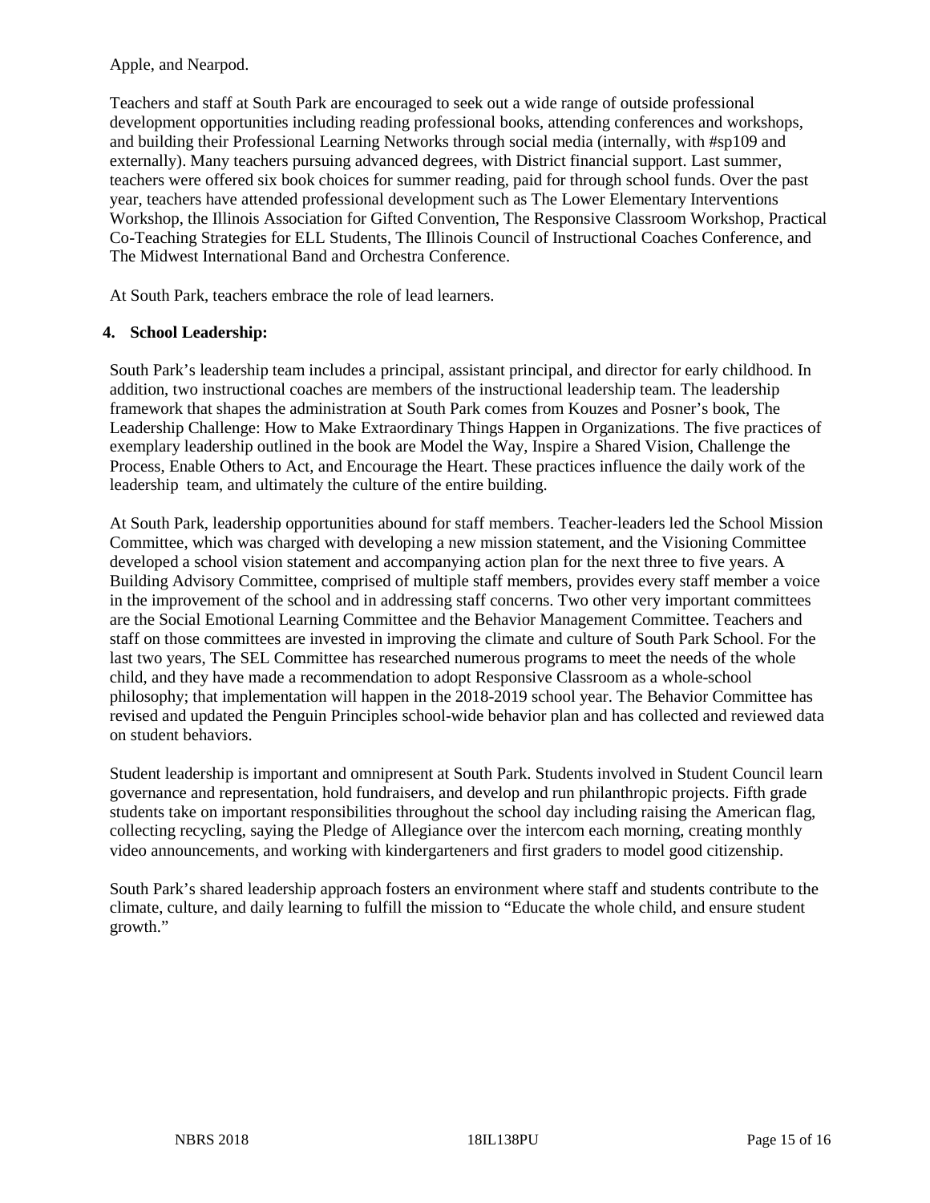Apple, and Nearpod.

Teachers and staff at South Park are encouraged to seek out a wide range of outside professional development opportunities including reading professional books, attending conferences and workshops, and building their Professional Learning Networks through social media (internally, with #sp109 and externally). Many teachers pursuing advanced degrees, with District financial support. Last summer, teachers were offered six book choices for summer reading, paid for through school funds. Over the past year, teachers have attended professional development such as The Lower Elementary Interventions Workshop, the Illinois Association for Gifted Convention, The Responsive Classroom Workshop, Practical Co-Teaching Strategies for ELL Students, The Illinois Council of Instructional Coaches Conference, and The Midwest International Band and Orchestra Conference.

At South Park, teachers embrace the role of lead learners.

**4. School Leadership:**

South Park's leadership team includes a principal, assistant principal, and director for early childhood. In addition, two instructional coaches are members of the instructional leadership team. The leadership framework that shapes the administration at South Park comes from Kouzes and Posner's book, The Leadership Challenge: How to Make Extraordinary Things Happen in Organizations. The five practices of exemplary leadership outlined in the book are Model the Way, Inspire a Shared Vision, Challenge the Process, Enable Others to Act, and Encourage the Heart. These practices influence the daily work of the leadership team, and ultimately the culture of the entire building.

At South Park, leadership opportunities abound for staff members. Teacher-leaders led the School Mission Committee, which was charged with developing a new mission statement, and the Visioning Committee developed a school vision statement and accompanying action plan for the next three to five years. A Building Advisory Committee, comprised of multiple staff members, provides every staff member a voice in the improvement of the school and in addressing staff concerns. Two other very important committees are the Social Emotional Learning Committee and the Behavior Management Committee. Teachers and staff on those committees are invested in improving the climate and culture of South Park School. For the last two years, The SEL Committee has researched numerous programs to meet the needs of the whole child, and they have made a recommendation to adopt Responsive Classroom as a whole-school philosophy; that implementation will happen in the 2018-2019 school year. The Behavior Committee has revised and updated the Penguin Principles school-wide behavior plan and has collected and reviewed data on student behaviors.

Student leadership is important and omnipresent at South Park. Students involved in Student Council learn governance and representation, hold fundraisers, and develop and run philanthropic projects. Fifth grade students take on important responsibilities throughout the school day including raising the American flag, collecting recycling, saying the Pledge of Allegiance over the intercom each morning, creating monthly video announcements, and working with kindergarteners and first graders to model good citizenship.

South Park's shared leadership approach fosters an environment where staff and students contribute to the climate, culture, and daily learning to fulfill the mission to "Educate the whole child, and ensure student growth."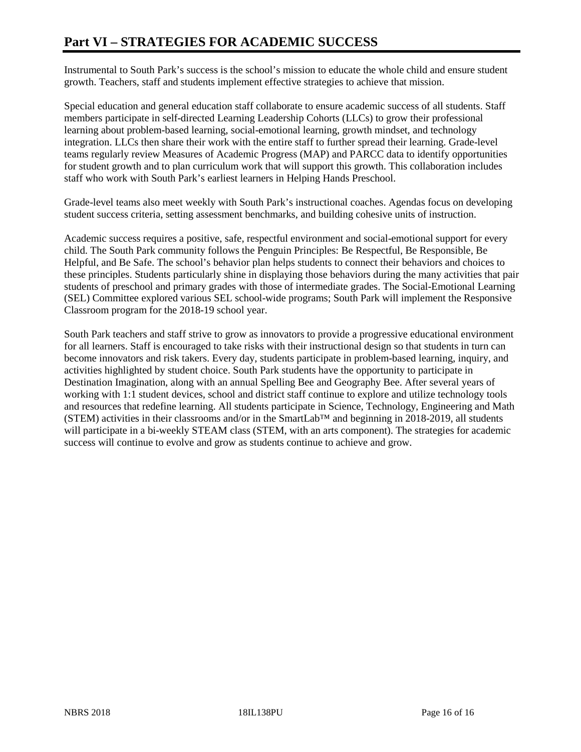# Part VI – STRATEGIES FOR ACADEMIC SUCCESS

Instrumental to South Park's success is the school's mission to educate the whole child and ensure student growth. Teachers, staff and students implement effective strategies to achieve that mission.

Special education and general education staff collaborate to ensure academic success of all students. Staff members participate in self-directed Learning Leadership Cohorts (LLCs) to grow their professional learning about problem-based learning, social-emotional learning, growth mindset, and technology integration. LLCs then share their work with the entire staff to further spread their learning. Grade-level teams regularly review Measures of Academic Progress (MAP) and PARCC data to identify opportunities for student growth and to plan curriculum work that will support this growth. This collaboration includes staff who work with South Park's earliest learners in Helping Hands Preschool.

Grade-level teams also meet weekly with South Park's instructional coaches. Agendas focus on developing student success criteria, setting assessment benchmarks, and building cohesive units of instruction.

Academic success requires a positive, safe, respectful environment and social-emotional support for every child. The South Park community follows the Penguin Principles: Be Respectful, Be Responsible, Be Helpful, and Be Safe. The school's behavior plan helps students to connect their behaviors and choices to these principles. Students particularly shine in displaying those behaviors during the many activities that pair students of preschool and primary grades with those of intermediate grades. The Social-Emotional Learning (SEL) Committee explored various SEL school-wide programs; South Park will implement the Responsive Classroom program for the 2018-19 school year.

South Park teachers and staff strive to grow as innovators to provide a progressive educational environment for all learners. Staff is encouraged to take risks with their instructional design so that students in turn can become innovators and risk takers. Every day, students participate in problem-based learning, inquiry, and activities highlighted by student choice. South Park students have the opportunity to participate in Destination Imagination, along with an annual Spelling Bee and Geography Bee. After several years of working with 1:1 student devices, school and district staff continue to explore and utilize technology tools and resources that redefine learning. All students participate in Science, Technology, Engineering and Math (STEM) activities in their classrooms and/or in the SmartLab™ and beginning in 2018-2019, all students will participate in a bi-weekly STEAM class (STEM, with an arts component). The strategies for academic success will continue to evolve and grow as students continue to achieve and grow.